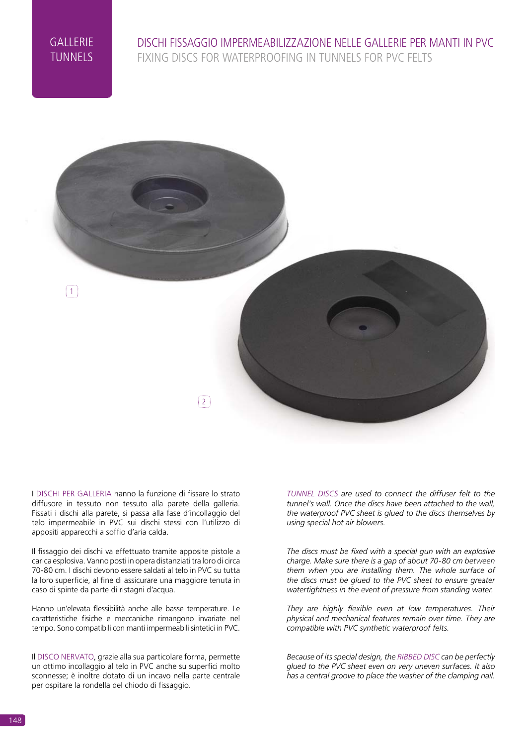GALLERIE
TUNNELS

# DISCHI FISSAGGIO IMPERMEABILIZZAZIONE NELLE GALLERIE PER MANTI IN PVC

## FIXING DISCS FOR WATERPROOFING IN TUNNELS FOR PVC FELTS

1

2

I DISCHI PER GALLERIA hanno la funzione di fissare lo strato diffusore in tessuto non tessuto alla parete della galleria. Fissati i dischi alla parete, si passa alla fase d'incollaggio del telo impermeabile in PVC sui dischi stessi con l'utilizzo di appositi apparecchi a soffio d'aria calda.

Il fissaggio dei dischi va effettuato tramite apposite pistole a carica esplosiva. Vanno posti in opera distanziati tra loro di circa 70-80 cm. I dischi devono essere saldati al telo in PVC su tutta la loro superficie, al fine di assicurare una maggiore tenuta in caso di spinte da parte di ristagni d'acqua.

Hanno un'elevata flessibilità anche alle basse temperature. Le caratteristiche fisiche e meccaniche rimangono invariate nel tempo. Sono compatibili con manti impermeabili sintetici in PVC.

Il DISCO NERVATO, grazie alla sua particolare forma, permette un ottimo incollaggio al telo in PVC anche su superfici molto sconnesse; è inoltre dotato di un incavo nella parte centrale per ospitare la rondella del chiodo di fissaggio.

*TUNNEL DISCS are used to connect the diffuser felt to the tunnel's wall. Once the discs have been attached to the wall, the waterproof PVC sheet is glued to the discs themselves by using special hot air blowers.*

*The discs must be fixed with a special gun with an explosive charge. Make sure there is a gap of about 70-80 cm between them when you are installing them. The whole surface of the discs must be glued to the PVC sheet to ensure greater watertightness in the event of pressure from standing water.*

*They are highly flexible even at low temperatures. Their physical and mechanical features remain over time. They are compatible with PVC synthetic waterproof felts.*

*Because of its special design, the RIBBED DISC can be perfectly glued to the PVC sheet even on very uneven surfaces. It also has a central groove to place the washer of the clamping nail.*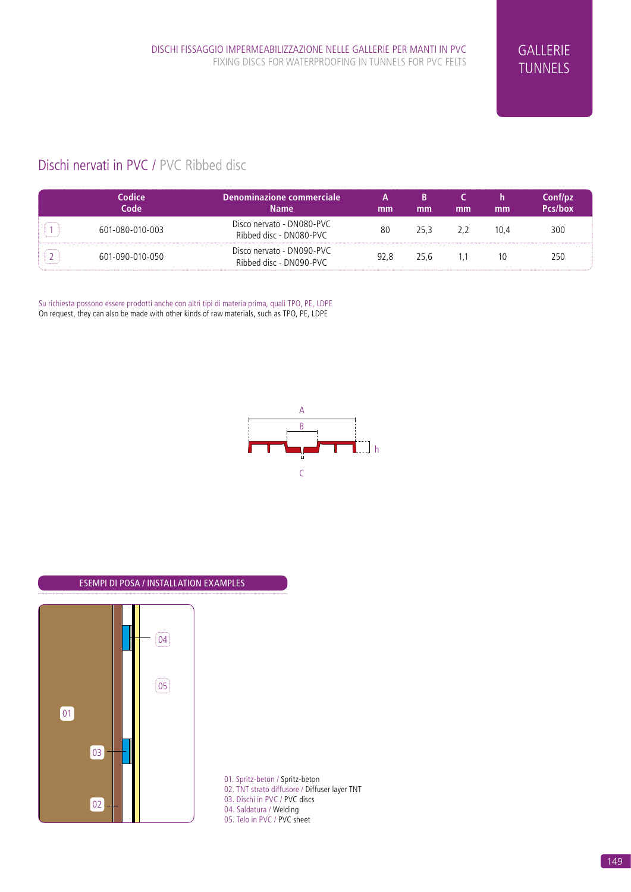DISCHI FISSAGGIO IMPERMEABILIZZAZIONE NELLE GALLERIE PER MANTI IN PVC
FIXING DISCS FOR WATERPROOFING IN TUNNELS FOR PVC FELTS

GALLERIE
TUNNELS

## Dischi nervati in PVC / PVC Ribbed disc

| | Codice Code | Denominazione commerciale Name | A mm | B mm | C mm | h mm | Conf/pz Pcs/box |
|---|---|---|---|---|---|---|---|
| 1 | 601-080-010-003 | Disco nervato - DN080-PVC Ribbed disc - DN080-PVC | 80 | 25,3 | 2,2 | 10,4 | 300 |
| 2 | 601-090-010-050 | Disco nervato - DN090-PVC Ribbed disc - DN090-PVC | 92,8 | 25,6 | 1,1 | 10 | 250 |

Su richiesta possono essere prodotti anche con altri tipi di materia prima, quali TPO, PE, LDPE
On request, they can also be made with other kinds of raw materials, such as TPO, PE, LDPE

A
B
h
C

ESEMPI DI POSA / INSTALLATION EXAMPLES

04
05
01
03
02

01. Spritz-beton / Spritz-beton
02. TNT strato diffusore / Diffuser layer TNT
03. Dischi in PVC / PVC discs
04. Saldatura / Welding
05. Telo in PVC / PVC sheet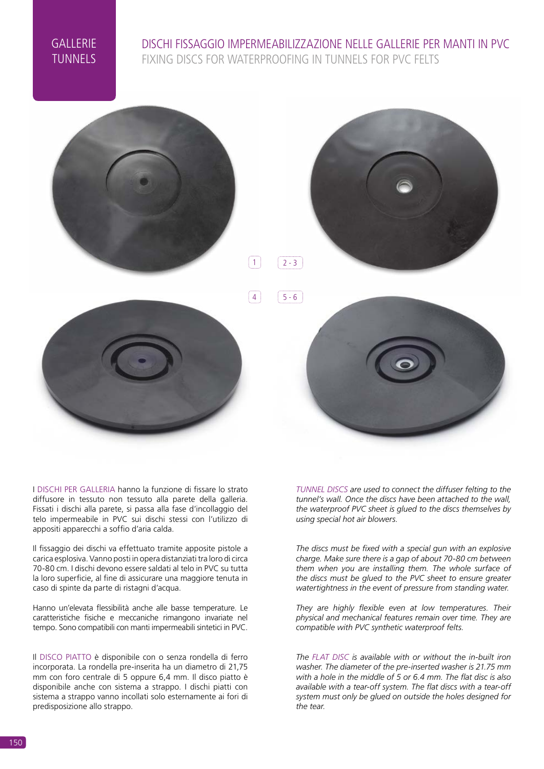GALLERIE
TUNNELS

# DISCHI FISSAGGIO IMPERMEABILIZZAZIONE NELLE GALLERIE PER MANTI IN PVC

## FIXING DISCS FOR WATERPROOFING IN TUNNELS FOR PVC FELTS

1 | 2 - 3

4 | 5 - 6

I DISCHI PER GALLERIA hanno la funzione di fissare lo strato diffusore in tessuto non tessuto alla parete della galleria. Fissati i dischi alla parete, si passa alla fase d'incollaggio del telo impermeabile in PVC sui dischi stessi con l'utilizzo di appositi apparecchi a soffio d'aria calda.

Il fissaggio dei dischi va effettuato tramite apposite pistole a carica esplosiva. Vanno posti in opera distanziati tra loro di circa 70-80 cm. I dischi devono essere saldati al telo in PVC su tutta la loro superficie, al fine di assicurare una maggiore tenuta in caso di spinte da parte di ristagni d'acqua.

Hanno un'elevata flessibilità anche alle basse temperature. Le caratteristiche fisiche e meccaniche rimangono invariate nel tempo. Sono compatibili con manti impermeabili sintetici in PVC.

Il DISCO PIATTO è disponibile con o senza rondella di ferro incorporata. La rondella pre-inserita ha un diametro di 21,75 mm con foro centrale di 5 oppure 6,4 mm. Il disco piatto è disponibile anche con sistema a strappo. I dischi piatti con sistema a strappo vanno incollati solo esternamente ai fori di predisposizione allo strappo.

*TUNNEL DISCS are used to connect the diffuser felting to the tunnel's wall. Once the discs have been attached to the wall, the waterproof PVC sheet is glued to the discs themselves by using special hot air blowers.*

*The discs must be fixed with a special gun with an explosive charge. Make sure there is a gap of about 70-80 cm between them when you are installing them. The whole surface of the discs must be glued to the PVC sheet to ensure greater watertightness in the event of pressure from standing water.*

*They are highly flexible even at low temperatures. Their physical and mechanical features remain over time. They are compatible with PVC synthetic waterproof felts.*

*The FLAT DISC is available with or without the in-built iron washer. The diameter of the pre-inserted washer is 21.75 mm with a hole in the middle of 5 or 6.4 mm. The flat disc is also available with a tear-off system. The flat discs with a tear-off system must only be glued on outside the holes designed for the tear.*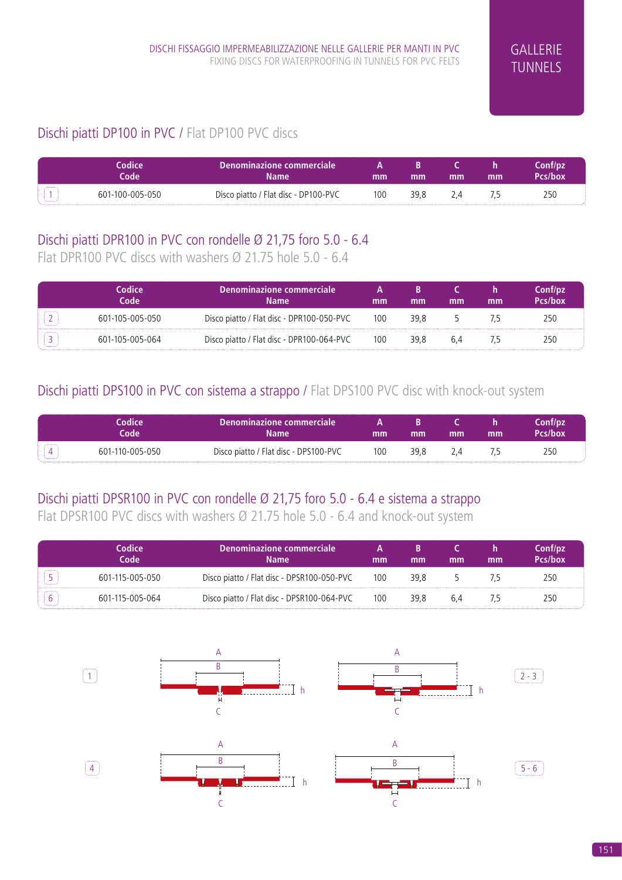DISCHI FISSAGGIO IMPERMEABILIZZAZIONE NELLE GALLERIE PER MANTI IN PVC
FIXING DISCS FOR WATERPROOFING IN TUNNELS FOR PVC FELTS

GALLERIE
TUNNELS

## Dischi piatti DP100 in PVC / Flat DP100 PVC discs

| | Codice Code | Denominazione commerciale Name | A mm | B mm | C mm | h mm | Conf/pz Pcs/box |
|---|---|---|---|---|---|---|---|
| 1 | 601-100-005-050 | Disco piatto / Flat disc - DP100-PVC | 100 | 39,8 | 2,4 | 7,5 | 250 |

## Dischi piatti DPR100 in PVC con rondelle Ø 21,75 foro 5.0 - 6.4
Flat DPR100 PVC discs with washers Ø 21.75 hole 5.0 - 6.4

| | Codice Code | Denominazione commerciale Name | A mm | B mm | C mm | h mm | Conf/pz Pcs/box |
|---|---|---|---|---|---|---|---|
| 2 | 601-105-005-050 | Disco piatto / Flat disc - DPR100-050-PVC | 100 | 39,8 | 5 | 7,5 | 250 |
| 3 | 601-105-005-064 | Disco piatto / Flat disc - DPR100-064-PVC | 100 | 39,8 | 6,4 | 7,5 | 250 |

## Dischi piatti DPS100 in PVC con sistema a strappo / Flat DPS100 PVC disc with knock-out system

| | Codice Code | Denominazione commerciale Name | A mm | B mm | C mm | h mm | Conf/pz Pcs/box |
|---|---|---|---|---|---|---|---|
| 4 | 601-110-005-050 | Disco piatto / Flat disc - DPS100-PVC | 100 | 39,8 | 2,4 | 7,5 | 250 |

## Dischi piatti DPSR100 in PVC con rondelle Ø 21,75 foro 5.0 - 6.4 e sistema a strappo
Flat DPSR100 PVC discs with washers Ø 21.75 hole 5.0 - 6.4 and knock-out system

| | Codice Code | Denominazione commerciale Name | A mm | B mm | C mm | h mm | Conf/pz Pcs/box |
|---|---|---|---|---|---|---|---|
| 5 | 601-115-005-050 | Disco piatto / Flat disc - DPSR100-050-PVC | 100 | 39,8 | 5 | 7,5 | 250 |
| 6 | 601-115-005-064 | Disco piatto / Flat disc - DPSR100-064-PVC | 100 | 39,8 | 6,4 | 7,5 | 250 |

1
A
B
h
C

2 - 3
A
B
h
C

4
A
B
h
C

5 - 6
A
B
h
C